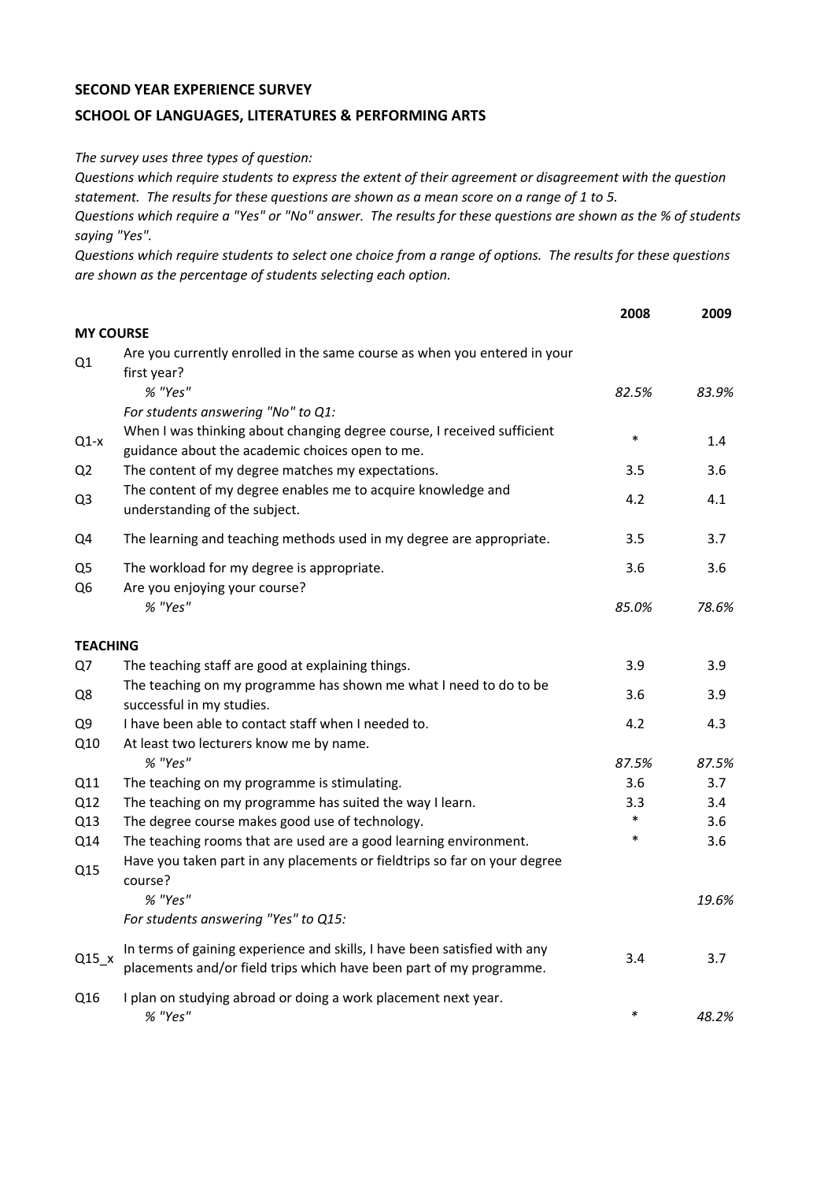**SECOND YEAR EXPERIENCE SURVEY**

**SCHOOL OF LANGUAGES, LITERATURES & PERFORMING ARTS**

*The survey uses three types of question:*
*Questions which require students to express the extent of their agreement or disagreement with the question statement. The results for these questions are shown as a mean score on a range of 1 to 5.*
*Questions which require a "Yes" or "No" answer. The results for these questions are shown as the % of students saying "Yes".*
*Questions which require students to select one choice from a range of options. The results for these questions are shown as the percentage of students selecting each option.*

| | | 2008 | 2009 |
|---|---|---|---|
| **MY COURSE** | | | |
| Q1 | Are you currently enrolled in the same course as when you entered in your first year? | | |
| | *% "Yes"* | *82.5%* | *83.9%* |
| | *For students answering "No" to Q1:* | | |
| Q1-x | When I was thinking about changing degree course, I received sufficient guidance about the academic choices open to me. | * | 1.4 |
| Q2 | The content of my degree matches my expectations. | 3.5 | 3.6 |
| Q3 | The content of my degree enables me to acquire knowledge and understanding of the subject. | 4.2 | 4.1 |
| Q4 | The learning and teaching methods used in my degree are appropriate. | 3.5 | 3.7 |
| Q5 | The workload for my degree is appropriate. | 3.6 | 3.6 |
| Q6 | Are you enjoying your course? | | |
| | *% "Yes"* | *85.0%* | *78.6%* |
| **TEACHING** | | | |
| Q7 | The teaching staff are good at explaining things. | 3.9 | 3.9 |
| Q8 | The teaching on my programme has shown me what I need to do to be successful in my studies. | 3.6 | 3.9 |
| Q9 | I have been able to contact staff when I needed to. | 4.2 | 4.3 |
| Q10 | At least two lecturers know me by name. | | |
| | *% "Yes"* | *87.5%* | *87.5%* |
| Q11 | The teaching on my programme is stimulating. | 3.6 | 3.7 |
| Q12 | The teaching on my programme has suited the way I learn. | 3.3 | 3.4 |
| Q13 | The degree course makes good use of technology. | * | 3.6 |
| Q14 | The teaching rooms that are used are a good learning environment. | * | 3.6 |
| Q15 | Have you taken part in any placements or fieldtrips so far on your degree course? | | |
| | *% "Yes"* | | *19.6%* |
| | *For students answering "Yes" to Q15:* | | |
| Q15_x | In terms of gaining experience and skills, I have been satisfied with any placements and/or field trips which have been part of my programme. | 3.4 | 3.7 |
| Q16 | I plan on studying abroad or doing a work placement next year. | | |
| | *% "Yes"* | * | *48.2%* |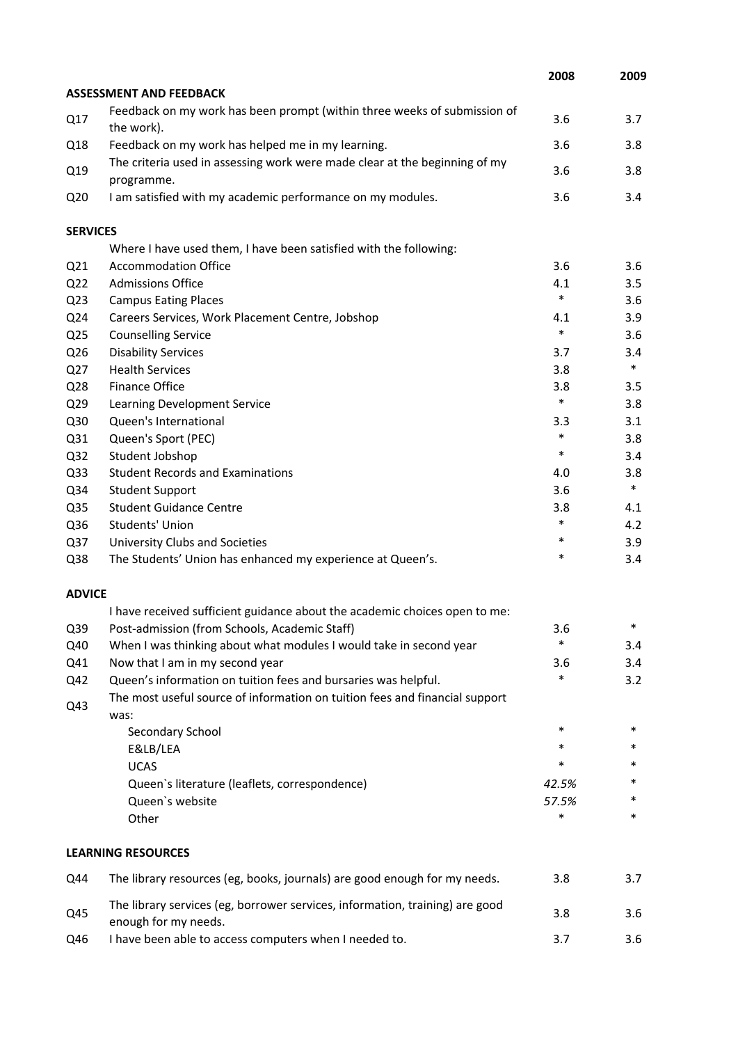| | | 2008 | 2009 |
|---|---|---|---|
| **ASSESSMENT AND FEEDBACK** | | | |
| Q17 | Feedback on my work has been prompt (within three weeks of submission of the work). | 3.6 | 3.7 |
| Q18 | Feedback on my work has helped me in my learning. | 3.6 | 3.8 |
| Q19 | The criteria used in assessing work were made clear at the beginning of my programme. | 3.6 | 3.8 |
| Q20 | I am satisfied with my academic performance on my modules. | 3.6 | 3.4 |
| **SERVICES** | | | |
| | Where I have used them, I have been satisfied with the following: | | |
| Q21 | Accommodation Office | 3.6 | 3.6 |
| Q22 | Admissions Office | 4.1 | 3.5 |
| Q23 | Campus Eating Places | * | 3.6 |
| Q24 | Careers Services, Work Placement Centre, Jobshop | 4.1 | 3.9 |
| Q25 | Counselling Service | * | 3.6 |
| Q26 | Disability Services | 3.7 | 3.4 |
| Q27 | Health Services | 3.8 | * |
| Q28 | Finance Office | 3.8 | 3.5 |
| Q29 | Learning Development Service | * | 3.8 |
| Q30 | Queen's International | 3.3 | 3.1 |
| Q31 | Queen's Sport (PEC) | * | 3.8 |
| Q32 | Student Jobshop | * | 3.4 |
| Q33 | Student Records and Examinations | 4.0 | 3.8 |
| Q34 | Student Support | 3.6 | * |
| Q35 | Student Guidance Centre | 3.8 | 4.1 |
| Q36 | Students' Union | * | 4.2 |
| Q37 | University Clubs and Societies | * | 3.9 |
| Q38 | The Students' Union has enhanced my experience at Queen's. | * | 3.4 |
| **ADVICE** | | | |
| | I have received sufficient guidance about the academic choices open to me: | | |
| Q39 | Post-admission (from Schools, Academic Staff) | 3.6 | * |
| Q40 | When I was thinking about what modules I would take in second year | * | 3.4 |
| Q41 | Now that I am in my second year | 3.6 | 3.4 |
| Q42 | Queen's information on tuition fees and bursaries was helpful. | * | 3.2 |
| Q43 | The most useful source of information on tuition fees and financial support was: | | |
| | Secondary School | * | * |
| | E&LB/LEA | * | * |
| | UCAS | * | * |
| | Queen`s literature (leaflets, correspondence) | *42.5%* | * |
| | Queen`s website | *57.5%* | * |
| | Other | * | * |
| **LEARNING RESOURCES** | | | |
| Q44 | The library resources (eg, books, journals) are good enough for my needs. | 3.8 | 3.7 |
| Q45 | The library services (eg, borrower services, information, training) are good enough for my needs. | 3.8 | 3.6 |
| Q46 | I have been able to access computers when I needed to. | 3.7 | 3.6 |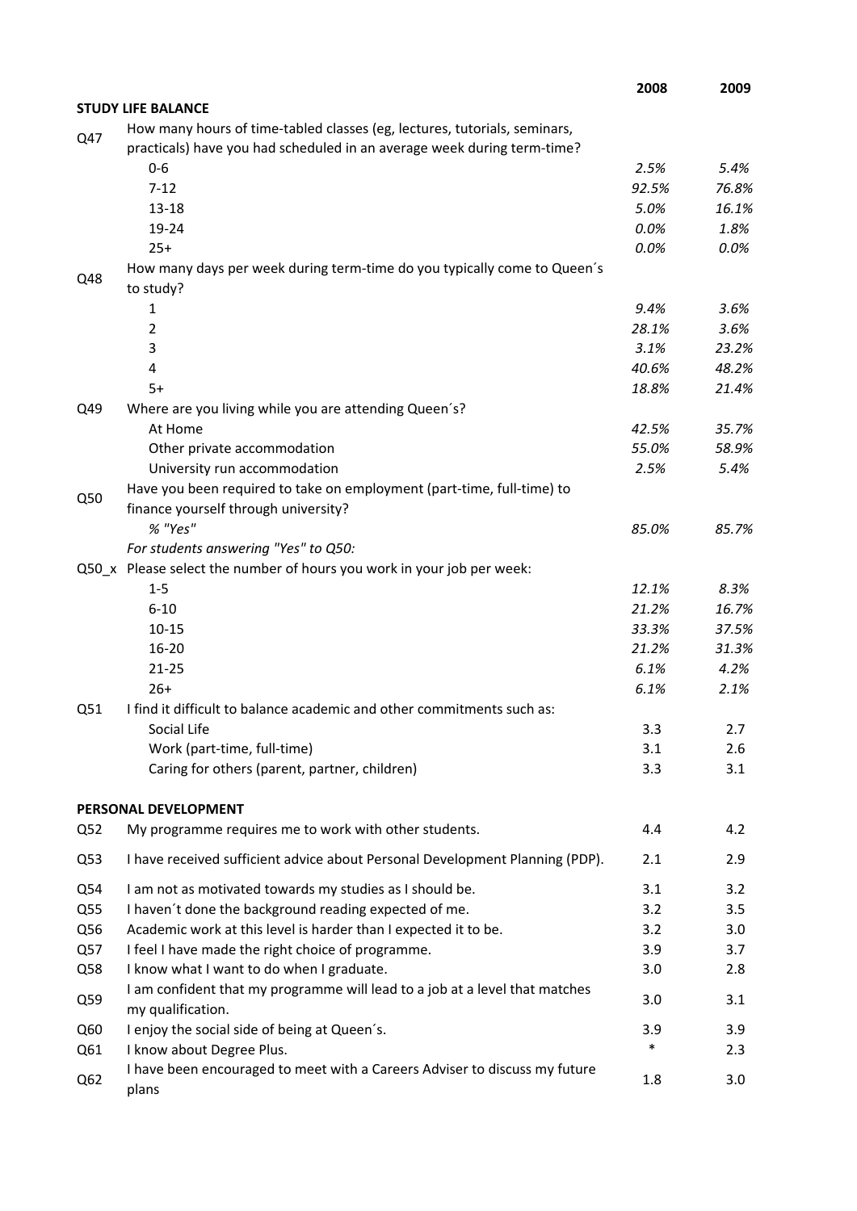| | | 2008 | 2009 |
|---|---|---|---|
| **STUDY LIFE BALANCE** | | | |
| Q47 | How many hours of time-tabled classes (eg, lectures, tutorials, seminars, practicals) have you had scheduled in an average week during term-time? | | |
| | 0-6 | *2.5%* | *5.4%* |
| | 7-12 | *92.5%* | *76.8%* |
| | 13-18 | *5.0%* | *16.1%* |
| | 19-24 | *0.0%* | *1.8%* |
| | 25+ | *0.0%* | *0.0%* |
| Q48 | How many days per week during term-time do you typically come to Queen´s to study? | | |
| | 1 | *9.4%* | *3.6%* |
| | 2 | *28.1%* | *3.6%* |
| | 3 | *3.1%* | *23.2%* |
| | 4 | *40.6%* | *48.2%* |
| | 5+ | *18.8%* | *21.4%* |
| Q49 | Where are you living while you are attending Queen´s? | | |
| | At Home | *42.5%* | *35.7%* |
| | Other private accommodation | *55.0%* | *58.9%* |
| | University run accommodation | *2.5%* | *5.4%* |
| Q50 | Have you been required to take on employment (part-time, full-time) to finance yourself through university? | | |
| | *% "Yes"* | *85.0%* | *85.7%* |
| | *For students answering "Yes" to Q50:* | | |
| Q50_x | Please select the number of hours you work in your job per week: | | |
| | 1-5 | *12.1%* | *8.3%* |
| | 6-10 | *21.2%* | *16.7%* |
| | 10-15 | *33.3%* | *37.5%* |
| | 16-20 | *21.2%* | *31.3%* |
| | 21-25 | *6.1%* | *4.2%* |
| | 26+ | *6.1%* | *2.1%* |
| Q51 | I find it difficult to balance academic and other commitments such as: | | |
| | Social Life | 3.3 | 2.7 |
| | Work (part-time, full-time) | 3.1 | 2.6 |
| | Caring for others (parent, partner, children) | 3.3 | 3.1 |
| **PERSONAL DEVELOPMENT** | | | |
| Q52 | My programme requires me to work with other students. | 4.4 | 4.2 |
| Q53 | I have received sufficient advice about Personal Development Planning (PDP). | 2.1 | 2.9 |
| Q54 | I am not as motivated towards my studies as I should be. | 3.1 | 3.2 |
| Q55 | I haven´t done the background reading expected of me. | 3.2 | 3.5 |
| Q56 | Academic work at this level is harder than I expected it to be. | 3.2 | 3.0 |
| Q57 | I feel I have made the right choice of programme. | 3.9 | 3.7 |
| Q58 | I know what I want to do when I graduate. | 3.0 | 2.8 |
| Q59 | I am confident that my programme will lead to a job at a level that matches my qualification. | 3.0 | 3.1 |
| Q60 | I enjoy the social side of being at Queen´s. | 3.9 | 3.9 |
| Q61 | I know about Degree Plus. | * | 2.3 |
| Q62 | I have been encouraged to meet with a Careers Adviser to discuss my future plans | 1.8 | 3.0 |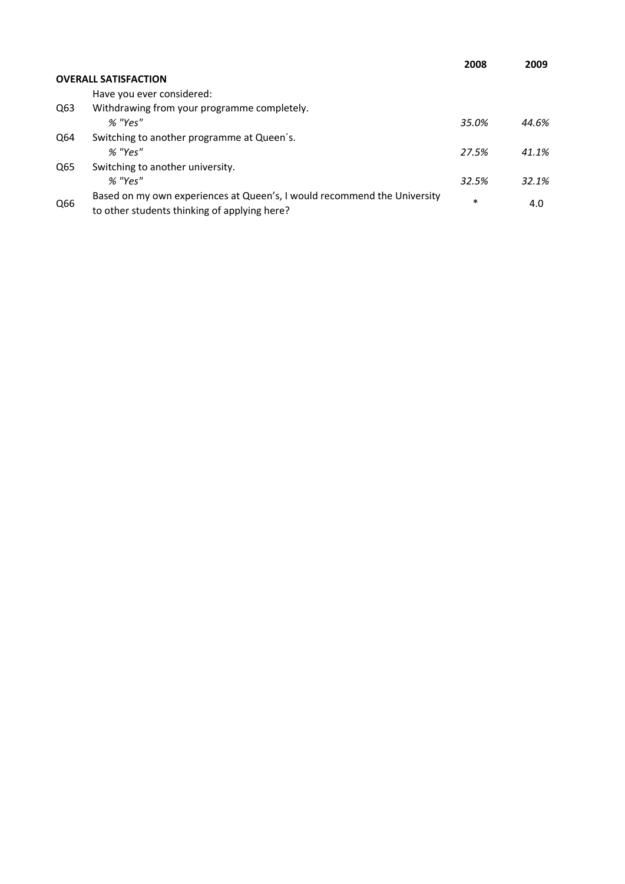| | | 2008 | 2009 |
|---|---|---|---|
| **OVERALL SATISFACTION** | | | |
| | Have you ever considered: | | |
| Q63 | Withdrawing from your programme completely. | | |
| | *% "Yes"* | *35.0%* | *44.6%* |
| Q64 | Switching to another programme at Queen´s. | | |
| | *% "Yes"* | *27.5%* | *41.1%* |
| Q65 | Switching to another university. | | |
| | *% "Yes"* | *32.5%* | *32.1%* |
| Q66 | Based on my own experiences at Queen's, I would recommend the University to other students thinking of applying here? | * | 4.0 |